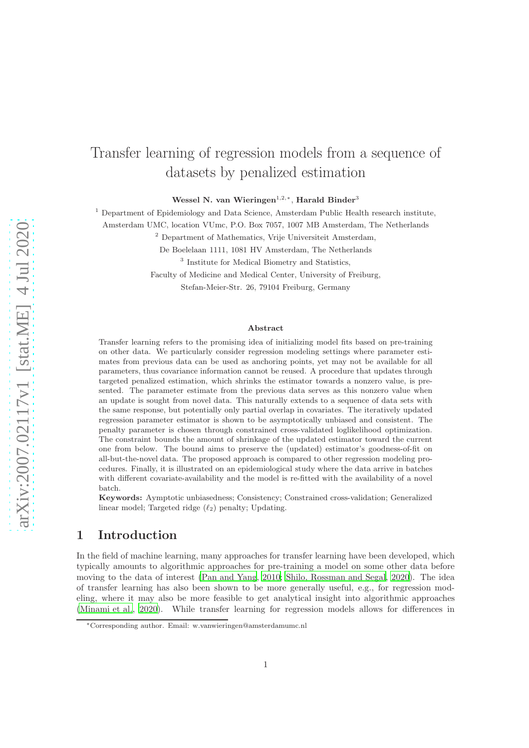# Transfer learning of regression models from a sequence of datasets by penalized estimation

**Wessel N. van Wieringen**[1,2,*], **Harald Binder**[3]

[1] Department of Epidemiology and Data Science, Amsterdam Public Health research institute, Amsterdam UMC, location VUmc, P.O. Box 7057, 1007 MB Amsterdam, The Netherlands

[2] Department of Mathematics, Vrije Universiteit Amsterdam, De Boelelaan 1111, 1081 HV Amsterdam, The Netherlands

[3] Institute for Medical Biometry and Statistics, Faculty of Medicine and Medical Center, University of Freiburg, Stefan-Meier-Str. 26, 79104 Freiburg, Germany

**Abstract**

Transfer learning refers to the promising idea of initializing model fits based on pre-training on other data. We particularly consider regression modeling settings where parameter estimates from previous data can be used as anchoring points, yet may not be available for all parameters, thus covariance information cannot be reused. A procedure that updates through targeted penalized estimation, which shrinks the estimator towards a nonzero value, is presented. The parameter estimate from the previous data serves as this nonzero value when an update is sought from novel data. This naturally extends to a sequence of data sets with the same response, but potentially only partial overlap in covariates. The iteratively updated regression parameter estimator is shown to be asymptotically unbiased and consistent. The penalty parameter is chosen through constrained cross-validated loglikelihood optimization. The constraint bounds the amount of shrinkage of the updated estimator toward the current one from below. The bound aims to preserve the (updated) estimator's goodness-of-fit on all-but-the-novel data. The proposed approach is compared to other regression modeling procedures. Finally, it is illustrated on an epidemiological study where the data arrive in batches with different covariate-availability and the model is re-fitted with the availability of a novel batch.

**Keywords:** Aymptotic unbiasedness; Consistency; Constrained cross-validation; Generalized linear model; Targeted ridge ($\ell_2$) penalty; Updating.

## 1 Introduction

In the field of machine learning, many approaches for transfer learning have been developed, which typically amounts to algorithmic approaches for pre-training a model on some other data before moving to the data of interest (Pan and Yang, 2010; Shilo, Rossman and Segal, 2020). The idea of transfer learning has also been shown to be more generally useful, e.g., for regression modeling, where it may also be more feasible to get analytical insight into algorithmic approaches (Minami et al., 2020). While transfer learning for regression models allows for differences in

*Corresponding author. Email: w.vanwieringen@amsterdamumc.nl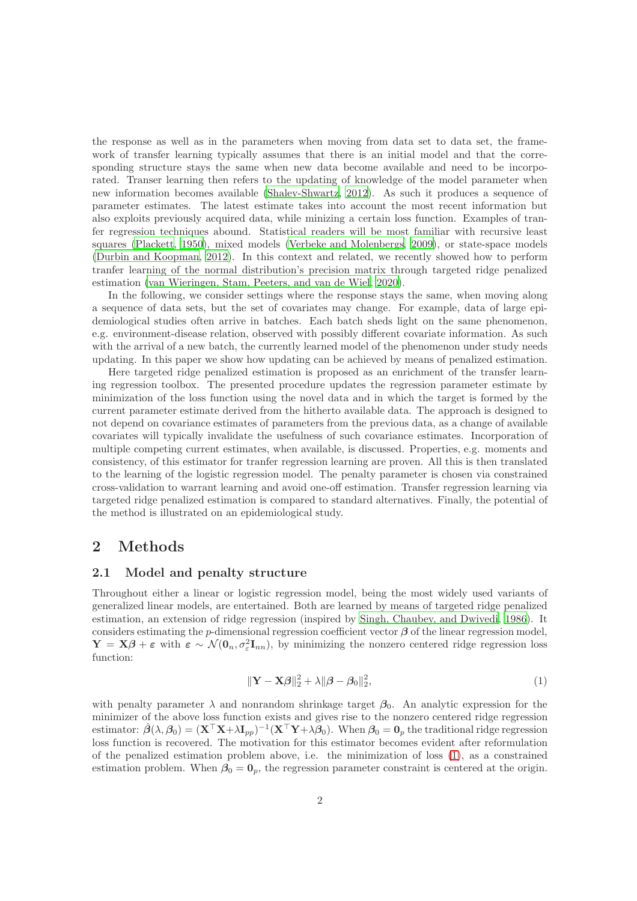the response as well as in the parameters when moving from data set to data set, the framework of transfer learning typically assumes that there is an initial model and that the corresponding structure stays the same when new data become available and need to be incorporated. Transer learning then refers to the updating of knowledge of the model parameter when new information becomes available (Shalev-Shwartz, 2012). As such it produces a sequence of parameter estimates. The latest estimate takes into account the most recent information but also exploits previously acquired data, while minizing a certain loss function. Examples of tranfer regression techniques abound. Statistical readers will be most familiar with recursive least squares (Plackett, 1950), mixed models (Verbeke and Molenbergs, 2009), or state-space models (Durbin and Koopman, 2012). In this context and related, we recently showed how to perform tranfer learning of the normal distribution's precision matrix through targeted ridge penalized estimation (van Wieringen, Stam, Peeters, and van de Wiel, 2020).

In the following, we consider settings where the response stays the same, when moving along a sequence of data sets, but the set of covariates may change. For example, data of large epidemiological studies often arrive in batches. Each batch sheds light on the same phenomenon, e.g. environment-disease relation, observed with possibly different covariate information. As such with the arrival of a new batch, the currently learned model of the phenomenon under study needs updating. In this paper we show how updating can be achieved by means of penalized estimation.

Here targeted ridge penalized estimation is proposed as an enrichment of the transfer learning regression toolbox. The presented procedure updates the regression parameter estimate by minimization of the loss function using the novel data and in which the target is formed by the current parameter estimate derived from the hitherto available data. The approach is designed to not depend on covariance estimates of parameters from the previous data, as a change of available covariates will typically invalidate the usefulness of such covariance estimates. Incorporation of multiple competing current estimates, when available, is discussed. Properties, e.g. moments and consistency, of this estimator for tranfer regression learning are proven. All this is then translated to the learning of the logistic regression model. The penalty parameter is chosen via constrained cross-validation to warrant learning and avoid one-off estimation. Transfer regression learning via targeted ridge penalized estimation is compared to standard alternatives. Finally, the potential of the method is illustrated on an epidemiological study.

## 2 Methods

### 2.1 Model and penalty structure

Throughout either a linear or logistic regression model, being the most widely used variants of generalized linear models, are entertained. Both are learned by means of targeted ridge penalized estimation, an extension of ridge regression (inspired by Singh, Chaubey, and Dwivedi, 1986). It considers estimating the $p$-dimensional regression coefficient vector $\boldsymbol{\beta}$ of the linear regression model, $\mathbf{Y} = \mathbf{X}\boldsymbol{\beta} + \boldsymbol{\varepsilon}$ with $\boldsymbol{\varepsilon} \sim \mathcal{N}(\mathbf{0}_n, \sigma_\varepsilon^2 \mathbf{I}_{nn})$, by minimizing the nonzero centered ridge regression loss function:

$$\|\mathbf{Y} - \mathbf{X}\boldsymbol{\beta}\|_2^2 + \lambda \|\boldsymbol{\beta} - \boldsymbol{\beta}_0\|_2^2, \tag{1}$$

with penalty parameter $\lambda$ and nonrandom shrinkage target $\boldsymbol{\beta}_0$. An analytic expression for the minimizer of the above loss function exists and gives rise to the nonzero centered ridge regression estimator: $\hat{\boldsymbol{\beta}}(\lambda, \boldsymbol{\beta}_0) = (\mathbf{X}^\top\mathbf{X} + \lambda \mathbf{I}_{pp})^{-1}(\mathbf{X}^\top\mathbf{Y} + \lambda\boldsymbol{\beta}_0)$. When $\boldsymbol{\beta}_0 = \mathbf{0}_p$ the traditional ridge regression loss function is recovered. The motivation for this estimator becomes evident after reformulation of the penalized estimation problem above, i.e. the minimization of loss (1), as a constrained estimation problem. When $\boldsymbol{\beta}_0 = \mathbf{0}_p$, the regression parameter constraint is centered at the origin.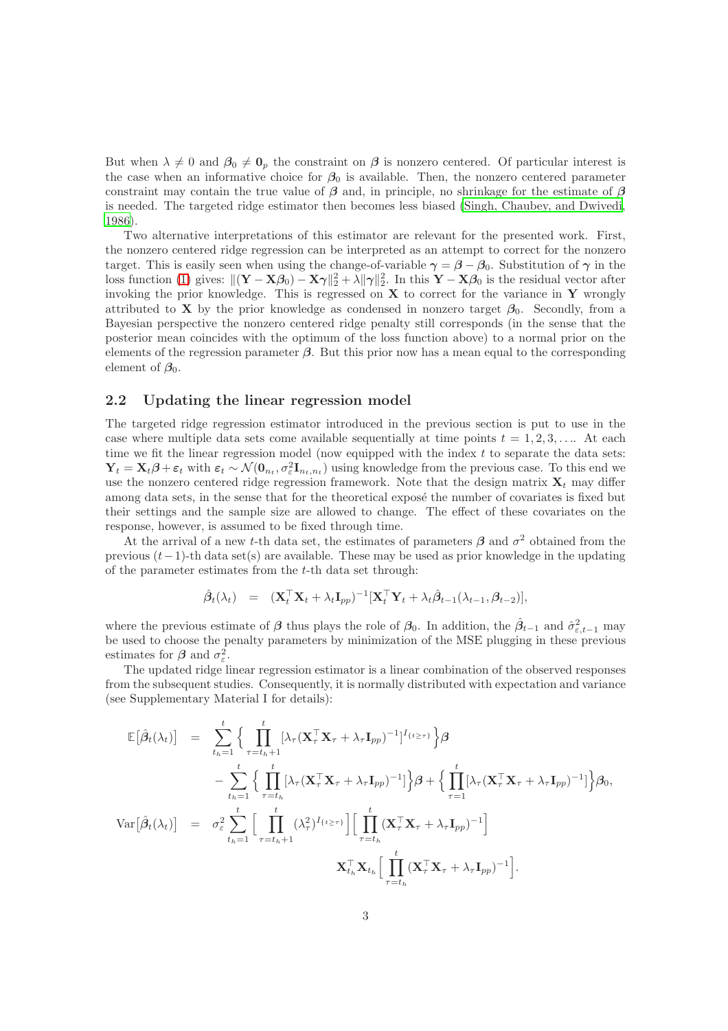But when $\lambda \neq 0$ and $\boldsymbol{\beta}_0 \neq \mathbf{0}_p$ the constraint on $\boldsymbol{\beta}$ is nonzero centered. Of particular interest is the case when an informative choice for $\boldsymbol{\beta}_0$ is available. Then, the nonzero centered parameter constraint may contain the true value of $\boldsymbol{\beta}$ and, in principle, no shrinkage for the estimate of $\boldsymbol{\beta}$ is needed. The targeted ridge estimator then becomes less biased (Singh, Chaubey, and Dwivedi, 1986).

Two alternative interpretations of this estimator are relevant for the presented work. First, the nonzero centered ridge regression can be interpreted as an attempt to correct for the nonzero target. This is easily seen when using the change-of-variable $\boldsymbol{\gamma} = \boldsymbol{\beta} - \boldsymbol{\beta}_0$. Substitution of $\boldsymbol{\gamma}$ in the loss function (1) gives: $\|(\mathbf{Y} - \mathbf{X}\boldsymbol{\beta}_0) - \mathbf{X}\boldsymbol{\gamma}\|_2^2 + \lambda\|\boldsymbol{\gamma}\|_2^2$. In this $\mathbf{Y} - \mathbf{X}\boldsymbol{\beta}_0$ is the residual vector after invoking the prior knowledge. This is regressed on $\mathbf{X}$ to correct for the variance in $\mathbf{Y}$ wrongly attributed to $\mathbf{X}$ by the prior knowledge as condensed in nonzero target $\boldsymbol{\beta}_0$. Secondly, from a Bayesian perspective the nonzero centered ridge penalty still corresponds (in the sense that the posterior mean coincides with the optimum of the loss function above) to a normal prior on the elements of the regression parameter $\boldsymbol{\beta}$. But this prior now has a mean equal to the corresponding element of $\boldsymbol{\beta}_0$.

## 2.2 Updating the linear regression model

The targeted ridge regression estimator introduced in the previous section is put to use in the case where multiple data sets come available sequentially at time points $t = 1, 2, 3, \ldots$. At each time we fit the linear regression model (now equipped with the index $t$ to separate the data sets: $\mathbf{Y}_t = \mathbf{X}_t\boldsymbol{\beta} + \boldsymbol{\varepsilon}_t$ with $\boldsymbol{\varepsilon}_t \sim \mathcal{N}(\mathbf{0}_{n_t}, \sigma_\varepsilon^2\mathbf{I}_{n_t,n_t})$ using knowledge from the previous case. To this end we use the nonzero centered ridge regression framework. Note that the design matrix $\mathbf{X}_t$ may differ among data sets, in the sense that for the theoretical exposé the number of covariates is fixed but their settings and the sample size are allowed to change. The effect of these covariates on the response, however, is assumed to be fixed through time.

At the arrival of a new $t$-th data set, the estimates of parameters $\boldsymbol{\beta}$ and $\sigma^2$ obtained from the previous $(t-1)$-th data set(s) are available. These may be used as prior knowledge in the updating of the parameter estimates from the $t$-th data set through:

$$
\hat{\boldsymbol{\beta}}_t(\lambda_t) \quad = \quad (\mathbf{X}_t^\top \mathbf{X}_t + \lambda_t \mathbf{I}_{pp})^{-1}[\mathbf{X}_t^\top \mathbf{Y}_t + \lambda_t \hat{\boldsymbol{\beta}}_{t-1}(\lambda_{t-1}, \boldsymbol{\beta}_{t-2})],
$$

where the previous estimate of $\boldsymbol{\beta}$ thus plays the role of $\boldsymbol{\beta}_0$. In addition, the $\hat{\boldsymbol{\beta}}_{t-1}$ and $\hat{\sigma}^2_{\varepsilon,t-1}$ may be used to choose the penalty parameters by minimization of the MSE plugging in these previous estimates for $\boldsymbol{\beta}$ and $\sigma_\varepsilon^2$.

The updated ridge linear regression estimator is a linear combination of the observed responses from the subsequent studies. Consequently, it is normally distributed with expectation and variance (see Supplementary Material I for details):

$$
\begin{aligned}
\mathbb{E}\big[\hat{\boldsymbol{\beta}}_t(\lambda_t)\big] \quad &= \quad \sum_{t_h=1}^{t} \Big\{ \prod_{\tau=t_h+1}^{t} [\lambda_\tau(\mathbf{X}_\tau^\top \mathbf{X}_\tau + \lambda_\tau \mathbf{I}_{pp})^{-1}]^{I_{\{t \geq \tau\}}} \Big\} \boldsymbol{\beta} \\
&\quad - \sum_{t_h=1}^{t} \Big\{ \prod_{\tau=t_h}^{t} [\lambda_\tau(\mathbf{X}_\tau^\top \mathbf{X}_\tau + \lambda_\tau \mathbf{I}_{pp})^{-1}] \Big\} \boldsymbol{\beta} + \Big\{ \prod_{\tau=1}^{t} [\lambda_\tau(\mathbf{X}_\tau^\top \mathbf{X}_\tau + \lambda_\tau \mathbf{I}_{pp})^{-1}] \Big\} \boldsymbol{\beta}_0, \\
\mathrm{Var}\big[\hat{\boldsymbol{\beta}}_t(\lambda_t)\big] \quad &= \quad \sigma_\varepsilon^2 \sum_{t_h=1}^{t} \Big[ \prod_{\tau=t_h+1}^{t} (\lambda_\tau^2)^{I_{\{t \geq \tau\}}} \Big] \Big[ \prod_{\tau=t_h}^{t} (\mathbf{X}_\tau^\top \mathbf{X}_\tau + \lambda_\tau \mathbf{I}_{pp})^{-1} \Big] \\
&\qquad \mathbf{X}_{t_h}^\top \mathbf{X}_{t_h} \Big[ \prod_{\tau=t_h}^{t} (\mathbf{X}_\tau^\top \mathbf{X}_\tau + \lambda_\tau \mathbf{I}_{pp})^{-1} \Big].
\end{aligned}
$$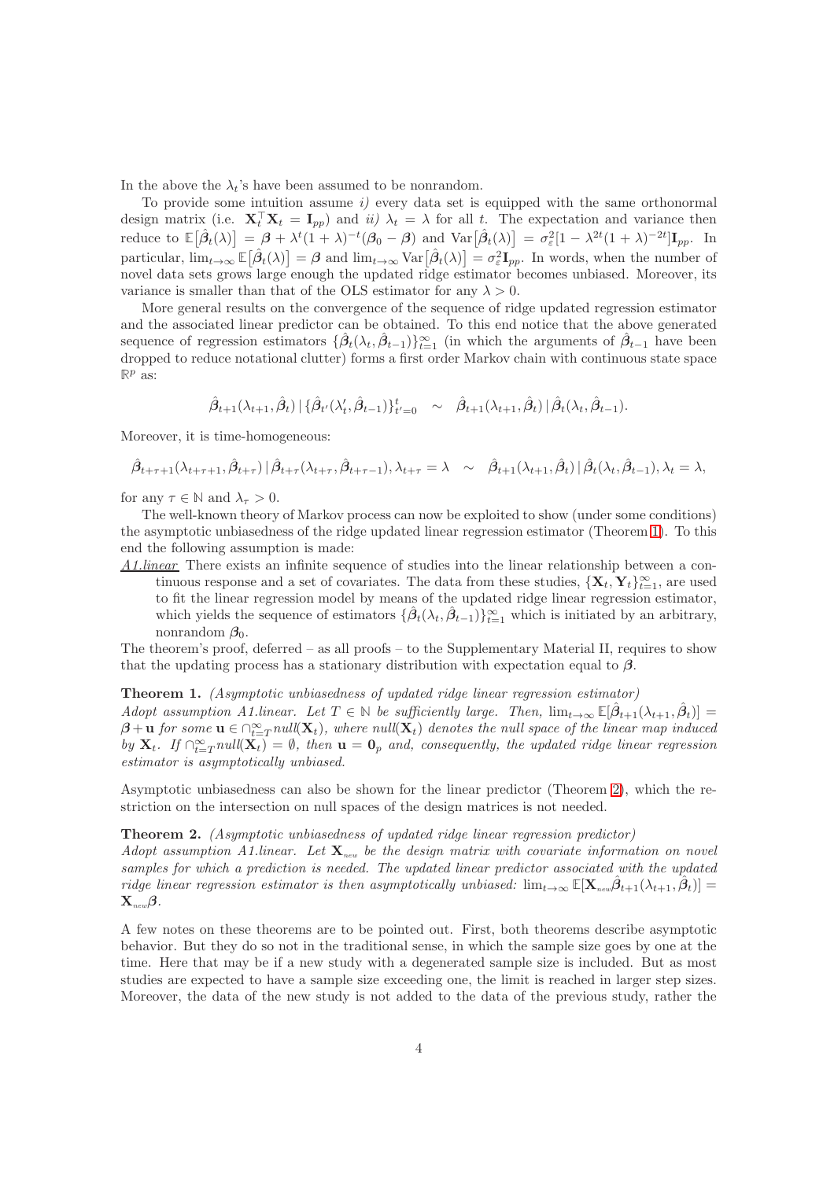In the above the $\lambda_t$'s have been assumed to be nonrandom.

To provide some intuition assume *i)* every data set is equipped with the same orthonormal design matrix (i.e. $\mathbf{X}_t^\top \mathbf{X}_t = \mathbf{I}_{pp}$) and *ii)* $\lambda_t = \lambda$ for all $t$. The expectation and variance then reduce to $\mathbb{E}\big[\hat{\boldsymbol{\beta}}_t(\lambda)\big] = \boldsymbol{\beta} + \lambda^t(1+\lambda)^{-t}(\boldsymbol{\beta}_0 - \boldsymbol{\beta})$ and $\mathrm{Var}\big[\hat{\boldsymbol{\beta}}_t(\lambda)\big] = \sigma_\varepsilon^2[1 - \lambda^{2t}(1+\lambda)^{-2t}]\mathbf{I}_{pp}$. In particular, $\lim_{t\to\infty} \mathbb{E}\big[\hat{\boldsymbol{\beta}}_t(\lambda)\big] = \boldsymbol{\beta}$ and $\lim_{t\to\infty} \mathrm{Var}\big[\hat{\boldsymbol{\beta}}_t(\lambda)\big] = \sigma_\varepsilon^2 \mathbf{I}_{pp}$. In words, when the number of novel data sets grows large enough the updated ridge estimator becomes unbiased. Moreover, its variance is smaller than that of the OLS estimator for any $\lambda > 0$.

More general results on the convergence of the sequence of ridge updated regression estimator and the associated linear predictor can be obtained. To this end notice that the above generated sequence of regression estimators $\{\hat{\boldsymbol{\beta}}_t(\lambda_t, \hat{\boldsymbol{\beta}}_{t-1})\}_{t=1}^\infty$ (in which the arguments of $\hat{\boldsymbol{\beta}}_{t-1}$ have been dropped to reduce notational clutter) forms a first order Markov chain with continuous state space $\mathbb{R}^p$ as:

$$\hat{\boldsymbol{\beta}}_{t+1}(\lambda_{t+1}, \hat{\boldsymbol{\beta}}_t) \,|\, \{\hat{\boldsymbol{\beta}}_{t'}(\lambda'_t, \hat{\boldsymbol{\beta}}_{t-1})\}_{t'=0}^t \quad \sim \quad \hat{\boldsymbol{\beta}}_{t+1}(\lambda_{t+1}, \hat{\boldsymbol{\beta}}_t) \,|\, \hat{\boldsymbol{\beta}}_t(\lambda_t, \hat{\boldsymbol{\beta}}_{t-1}).$$

Moreover, it is time-homogeneous:

$$\hat{\boldsymbol{\beta}}_{t+\tau+1}(\lambda_{t+\tau+1}, \hat{\boldsymbol{\beta}}_{t+\tau}) \,|\, \hat{\boldsymbol{\beta}}_{t+\tau}(\lambda_{t+\tau}, \hat{\boldsymbol{\beta}}_{t+\tau-1}), \lambda_{t+\tau} = \lambda \quad \sim \quad \hat{\boldsymbol{\beta}}_{t+1}(\lambda_{t+1}, \hat{\boldsymbol{\beta}}_t) \,|\, \hat{\boldsymbol{\beta}}_t(\lambda_t, \hat{\boldsymbol{\beta}}_{t-1}), \lambda_t = \lambda,$$

for any $\tau \in \mathbb{N}$ and $\lambda_\tau > 0$.

The well-known theory of Markov process can now be exploited to show (under some conditions) the asymptotic unbiasedness of the ridge updated linear regression estimator (Theorem 1). To this end the following assumption is made:

<u>*A1.linear*</u> There exists an infinite sequence of studies into the linear relationship between a continuous response and a set of covariates. The data from these studies, $\{\mathbf{X}_t, \mathbf{Y}_t\}_{t=1}^\infty$, are used to fit the linear regression model by means of the updated ridge linear regression estimator, which yields the sequence of estimators $\{\hat{\boldsymbol{\beta}}_t(\lambda_t, \hat{\boldsymbol{\beta}}_{t-1})\}_{t=1}^\infty$ which is initiated by an arbitrary, nonrandom $\boldsymbol{\beta}_0$.

The theorem's proof, deferred – as all proofs – to the Supplementary Material II, requires to show that the updating process has a stationary distribution with expectation equal to $\boldsymbol{\beta}$.

**Theorem 1.** *(Asymptotic unbiasedness of updated ridge linear regression estimator)*
*Adopt assumption A1.linear. Let $T \in \mathbb{N}$ be sufficiently large. Then, $\lim_{t\to\infty} \mathbb{E}[\hat{\boldsymbol{\beta}}_{t+1}(\lambda_{t+1}, \hat{\boldsymbol{\beta}}_t)] = \boldsymbol{\beta} + \mathbf{u}$ for some $\mathbf{u} \in \cap_{t=T}^\infty null(\mathbf{X}_t)$, where $null(\mathbf{X}_t)$ denotes the null space of the linear map induced by $\mathbf{X}_t$. If $\cap_{t=T}^\infty null(\mathbf{X}_t) = \emptyset$, then $\mathbf{u} = \mathbf{0}_p$ and, consequently, the updated ridge linear regression estimator is asymptotically unbiased.*

Asymptotic unbiasedness can also be shown for the linear predictor (Theorem 2), which the restriction on the intersection on null spaces of the design matrices is not needed.

**Theorem 2.** *(Asymptotic unbiasedness of updated ridge linear regression predictor)*
*Adopt assumption A1.linear. Let $\mathbf{X}_{new}$ be the design matrix with covariate information on novel samples for which a prediction is needed. The updated linear predictor associated with the updated ridge linear regression estimator is then asymptotically unbiased: $\lim_{t\to\infty} \mathbb{E}[\mathbf{X}_{new}\hat{\boldsymbol{\beta}}_{t+1}(\lambda_{t+1}, \hat{\boldsymbol{\beta}}_t)] = \mathbf{X}_{new}\boldsymbol{\beta}$.*

A few notes on these theorems are to be pointed out. First, both theorems describe asymptotic behavior. But they do so not in the traditional sense, in which the sample size goes by one at the time. Here that may be if a new study with a degenerated sample size is included. But as most studies are expected to have a sample size exceeding one, the limit is reached in larger step sizes. Moreover, the data of the new study is not added to the data of the previous study, rather the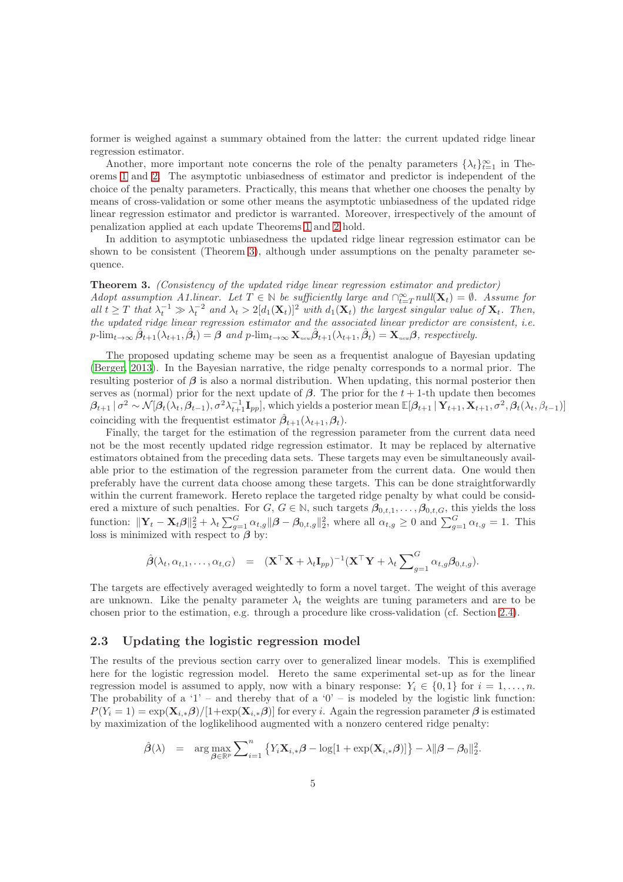former is weighed against a summary obtained from the latter: the current updated ridge linear regression estimator.

Another, more important note concerns the role of the penalty parameters $\{\lambda_t\}_{t=1}^{\infty}$ in Theorems 1 and 2. The asymptotic unbiasedness of estimator and predictor is independent of the choice of the penalty parameters. Practically, this means that whether one chooses the penalty by means of cross-validation or some other means the asymptotic unbiasedness of the updated ridge linear regression estimator and predictor is warranted. Moreover, irrespectively of the amount of penalization applied at each update Theorems 1 and 2 hold.

In addition to asymptotic unbiasedness the updated ridge linear regression estimator can be shown to be consistent (Theorem 3), although under assumptions on the penalty parameter sequence.

**Theorem 3.** *(Consistency of the updated ridge linear regression estimator and predictor) Adopt assumption A1.linear. Let $T \in \mathbb{N}$ be sufficiently large and $\cap_{t=T}^{\infty} null(\mathbf{X}_t) = \emptyset$. Assume for all $t \geq T$ that $\lambda_t^{-1} \gg \lambda_t^{-2}$ and $\lambda_t > 2[d_1(\mathbf{X}_t)]^2$ with $d_1(\mathbf{X}_t)$ the largest singular value of $\mathbf{X}_t$. Then, the updated ridge linear regression estimator and the associated linear predictor are consistent, i.e. $p\text{-}\lim_{t\to\infty} \hat{\boldsymbol{\beta}}_{t+1}(\lambda_{t+1}, \hat{\boldsymbol{\beta}}_t) = \boldsymbol{\beta}$ and $p\text{-}\lim_{t\to\infty} \mathbf{X}_{new}\hat{\boldsymbol{\beta}}_{t+1}(\lambda_{t+1}, \hat{\boldsymbol{\beta}}_t) = \mathbf{X}_{new}\boldsymbol{\beta}$, respectively.*

The proposed updating scheme may be seen as a frequentist analogue of Bayesian updating (Berger, 2013). In the Bayesian narrative, the ridge penalty corresponds to a normal prior. The resulting posterior of $\boldsymbol{\beta}$ is also a normal distribution. When updating, this normal posterior then serves as (normal) prior for the next update of $\boldsymbol{\beta}$. The prior for the $t+1$-th update then becomes $\boldsymbol{\beta}_{t+1} \,|\, \sigma^2 \sim \mathcal{N}[\boldsymbol{\beta}_t(\lambda_t, \boldsymbol{\beta}_{t-1}), \sigma^2 \lambda_{t+1}^{-1} \mathbf{I}_{pp}]$, which yields a posterior mean $\mathbb{E}[\boldsymbol{\beta}_{t+1} \,|\, \mathbf{Y}_{t+1}, \mathbf{X}_{t+1}, \sigma^2, \boldsymbol{\beta}_t(\lambda_t, \beta_{t-1})]$ coinciding with the frequentist estimator $\hat{\boldsymbol{\beta}}_{t+1}(\lambda_{t+1}, \boldsymbol{\beta}_t)$.

Finally, the target for the estimation of the regression parameter from the current data need not be the most recently updated ridge regression estimator. It may be replaced by alternative estimators obtained from the preceding data sets. These targets may even be simultaneously available prior to the estimation of the regression parameter from the current data. One would then preferably have the current data choose among these targets. This can be done straightforwardly within the current framework. Hereto replace the targeted ridge penalty by what could be considered a mixture of such penalties. For $G$, $G \in \mathbb{N}$, such targets $\boldsymbol{\beta}_{0,t,1}, \ldots, \boldsymbol{\beta}_{0,t,G}$, this yields the loss function: $\|\mathbf{Y}_t - \mathbf{X}_t\boldsymbol{\beta}\|_2^2 + \lambda_t \sum_{g=1}^{G} \alpha_{t,g} \|\boldsymbol{\beta} - \boldsymbol{\beta}_{0,t,g}\|_2^2$, where all $\alpha_{t,g} \geq 0$ and $\sum_{g=1}^{G} \alpha_{t,g} = 1$. This loss is minimized with respect to $\boldsymbol{\beta}$ by:

$$\hat{\boldsymbol{\beta}}(\lambda_t, \alpha_{t,1}, \ldots, \alpha_{t,G}) \;\;=\;\; (\mathbf{X}^\top\mathbf{X} + \lambda_t \mathbf{I}_{pp})^{-1}(\mathbf{X}^\top\mathbf{Y} + \lambda_t \sum\nolimits_{g=1}^{G} \alpha_{t,g}\boldsymbol{\beta}_{0,t,g}).$$

The targets are effectively averaged weightedly to form a novel target. The weight of this average are unknown. Like the penalty parameter $\lambda_t$ the weights are tuning parameters and are to be chosen prior to the estimation, e.g. through a procedure like cross-validation (cf. Section 2.4).

### 2.3 Updating the logistic regression model

The results of the previous section carry over to generalized linear models. This is exemplified here for the logistic regression model. Hereto the same experimental set-up as for the linear regression model is assumed to apply, now with a binary response: $Y_i \in \{0, 1\}$ for $i = 1, \ldots, n$. The probability of a '1' – and thereby that of a '0' – is modeled by the logistic link function: $P(Y_i = 1) = \exp(\mathbf{X}_{i,*}\boldsymbol{\beta})/[1+\exp(\mathbf{X}_{i,*}\boldsymbol{\beta})]$ for every $i$. Again the regression parameter $\boldsymbol{\beta}$ is estimated by maximization of the loglikelihood augmented with a nonzero centered ridge penalty:

$$\hat{\boldsymbol{\beta}}(\lambda) \;\;=\;\; \arg\max_{\boldsymbol{\beta}\in\mathbb{R}^p} \sum\nolimits_{i=1}^{n} \big\{Y_i \mathbf{X}_{i,*}\boldsymbol{\beta} - \log[1 + \exp(\mathbf{X}_{i,*}\boldsymbol{\beta})]\big\} - \lambda\|\boldsymbol{\beta} - \boldsymbol{\beta}_0\|_2^2.$$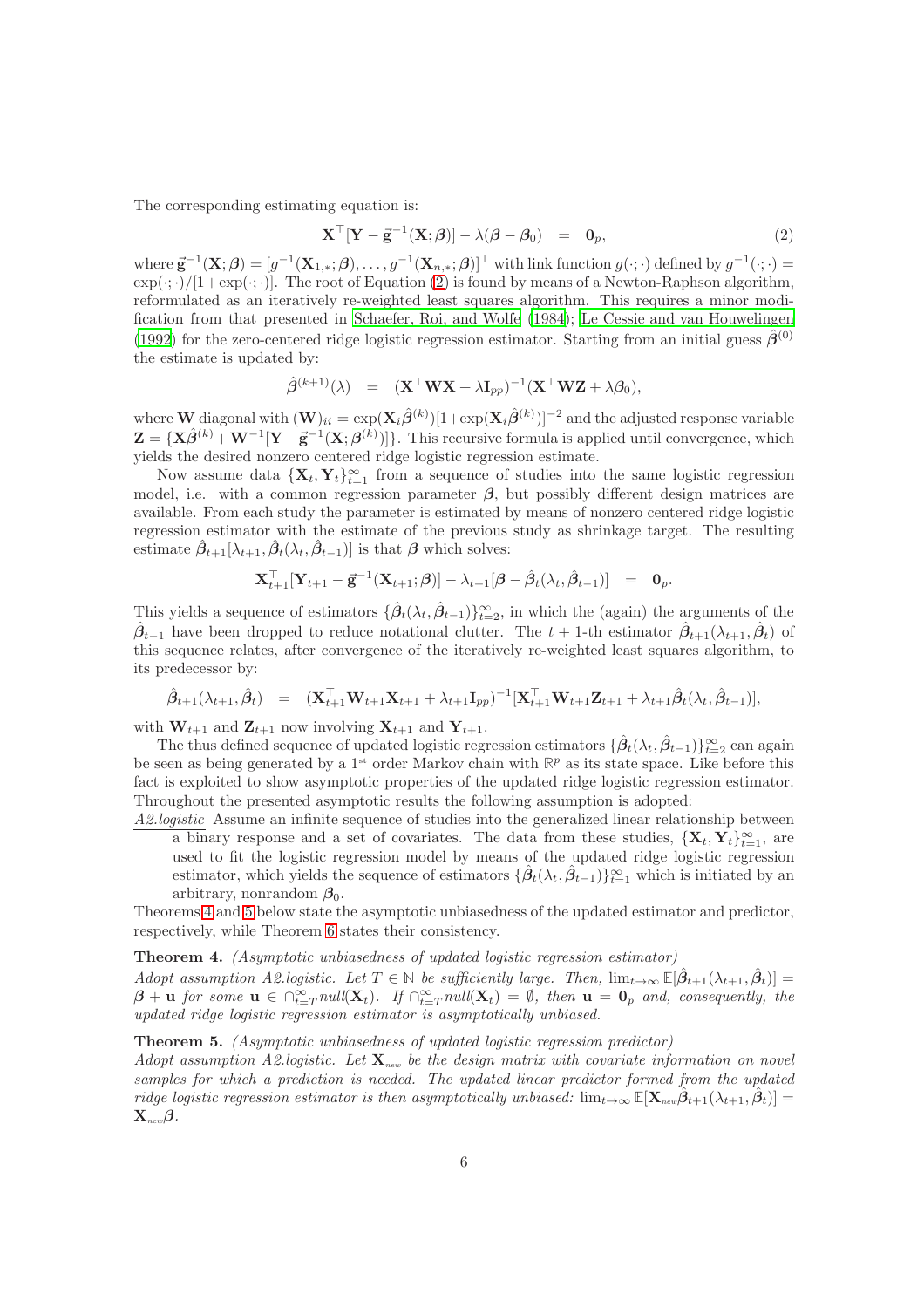The corresponding estimating equation is:

$$\mathbf{X}^{\top}[\mathbf{Y} - \vec{\mathbf{g}}^{-1}(\mathbf{X}; \boldsymbol{\beta})] - \lambda(\boldsymbol{\beta} - \boldsymbol{\beta}_0) \quad = \quad \mathbf{0}_p, \tag{2}$$

where $\vec{\mathbf{g}}^{-1}(\mathbf{X}; \boldsymbol{\beta}) = [g^{-1}(\mathbf{X}_{1,*}; \boldsymbol{\beta}), \ldots, g^{-1}(\mathbf{X}_{n,*}; \boldsymbol{\beta})]^{\top}$ with link function $g(\cdot; \cdot)$ defined by $g^{-1}(\cdot; \cdot) = \exp(\cdot; \cdot)/[1+\exp(\cdot; \cdot)]$. The root of Equation (2) is found by means of a Newton-Raphson algorithm, reformulated as an iteratively re-weighted least squares algorithm. This requires a minor modification from that presented in Schaefer, Roi, and Wolfe (1984); Le Cessie and van Houwelingen (1992) for the zero-centered ridge logistic regression estimator. Starting from an initial guess $\hat{\boldsymbol{\beta}}^{(0)}$ the estimate is updated by:

$$\hat{\boldsymbol{\beta}}^{(k+1)}(\lambda) \quad = \quad (\mathbf{X}^{\top}\mathbf{W}\mathbf{X} + \lambda\mathbf{I}_{pp})^{-1}(\mathbf{X}^{\top}\mathbf{W}\mathbf{Z} + \lambda\boldsymbol{\beta}_0),$$

where $\mathbf{W}$ diagonal with $(\mathbf{W})_{ii} = \exp(\mathbf{X}_i\hat{\boldsymbol{\beta}}^{(k)})[1+\exp(\mathbf{X}_i\hat{\boldsymbol{\beta}}^{(k)})]^{-2}$ and the adjusted response variable $\mathbf{Z} = \{\mathbf{X}\hat{\boldsymbol{\beta}}^{(k)} + \mathbf{W}^{-1}[\mathbf{Y} - \vec{\mathbf{g}}^{-1}(\mathbf{X}; \boldsymbol{\beta}^{(k)})]\}$. This recursive formula is applied until convergence, which yields the desired nonzero centered ridge logistic regression estimate.

Now assume data $\{\mathbf{X}_t, \mathbf{Y}_t\}_{t=1}^{\infty}$ from a sequence of studies into the same logistic regression model, i.e. with a common regression parameter $\boldsymbol{\beta}$, but possibly different design matrices are available. From each study the parameter is estimated by means of nonzero centered ridge logistic regression estimator with the estimate of the previous study as shrinkage target. The resulting estimate $\hat{\boldsymbol{\beta}}_{t+1}[\lambda_{t+1}, \hat{\boldsymbol{\beta}}_t(\lambda_t, \hat{\boldsymbol{\beta}}_{t-1})]$ is that $\boldsymbol{\beta}$ which solves:

$$\mathbf{X}_{t+1}^{\top}[\mathbf{Y}_{t+1} - \vec{\mathbf{g}}^{-1}(\mathbf{X}_{t+1}; \boldsymbol{\beta})] - \lambda_{t+1}[\boldsymbol{\beta} - \hat{\boldsymbol{\beta}}_t(\lambda_t, \hat{\boldsymbol{\beta}}_{t-1})] \quad = \quad \mathbf{0}_p.$$

This yields a sequence of estimators $\{\hat{\boldsymbol{\beta}}_t(\lambda_t, \hat{\boldsymbol{\beta}}_{t-1})\}_{t=2}^{\infty}$, in which the (again) the arguments of the $\hat{\boldsymbol{\beta}}_{t-1}$ have been dropped to reduce notational clutter. The $t+1$-th estimator $\hat{\boldsymbol{\beta}}_{t+1}(\lambda_{t+1}, \hat{\boldsymbol{\beta}}_t)$ of this sequence relates, after convergence of the iteratively re-weighted least squares algorithm, to its predecessor by:

$$\hat{\boldsymbol{\beta}}_{t+1}(\lambda_{t+1}, \hat{\boldsymbol{\beta}}_t) \quad = \quad (\mathbf{X}_{t+1}^{\top}\mathbf{W}_{t+1}\mathbf{X}_{t+1} + \lambda_{t+1}\mathbf{I}_{pp})^{-1}[\mathbf{X}_{t+1}^{\top}\mathbf{W}_{t+1}\mathbf{Z}_{t+1} + \lambda_{t+1}\hat{\boldsymbol{\beta}}_t(\lambda_t, \hat{\boldsymbol{\beta}}_{t-1})],$$

with $\mathbf{W}_{t+1}$ and $\mathbf{Z}_{t+1}$ now involving $\mathbf{X}_{t+1}$ and $\mathbf{Y}_{t+1}$.

The thus defined sequence of updated logistic regression estimators $\{\hat{\boldsymbol{\beta}}_t(\lambda_t, \hat{\boldsymbol{\beta}}_{t-1})\}_{t=2}^{\infty}$ can again be seen as being generated by a 1st order Markov chain with $\mathbb{R}^p$ as its state space. Like before this fact is exploited to show asymptotic properties of the updated ridge logistic regression estimator. Throughout the presented asymptotic results the following assumption is adopted:

<u>*A2.logistic*</u> Assume an infinite sequence of studies into the generalized linear relationship between a binary response and a set of covariates. The data from these studies, $\{\mathbf{X}_t, \mathbf{Y}_t\}_{t=1}^{\infty}$, are used to fit the logistic regression model by means of the updated ridge logistic regression estimator, which yields the sequence of estimators $\{\hat{\boldsymbol{\beta}}_t(\lambda_t, \hat{\boldsymbol{\beta}}_{t-1})\}_{t=1}^{\infty}$ which is initiated by an arbitrary, nonrandom $\boldsymbol{\beta}_0$.

Theorems 4 and 5 below state the asymptotic unbiasedness of the updated estimator and predictor, respectively, while Theorem 6 states their consistency.

**Theorem 4.** *(Asymptotic unbiasedness of updated logistic regression estimator)*
*Adopt assumption A2.logistic. Let $T \in \mathbb{N}$ be sufficiently large. Then, $\lim_{t\to\infty} \mathbb{E}[\hat{\boldsymbol{\beta}}_{t+1}(\lambda_{t+1}, \hat{\boldsymbol{\beta}}_t)] = \boldsymbol{\beta} + \mathbf{u}$ for some $\mathbf{u} \in \cap_{t=T}^{\infty} null(\mathbf{X}_t)$. If $\cap_{t=T}^{\infty} null(\mathbf{X}_t) = \emptyset$, then $\mathbf{u} = \mathbf{0}_p$ and, consequently, the updated ridge logistic regression estimator is asymptotically unbiased.*

**Theorem 5.** *(Asymptotic unbiasedness of updated logistic regression predictor)*
*Adopt assumption A2.logistic. Let $\mathbf{X}_{new}$ be the design matrix with covariate information on novel samples for which a prediction is needed. The updated linear predictor formed from the updated ridge logistic regression estimator is then asymptotically unbiased: $\lim_{t\to\infty} \mathbb{E}[\mathbf{X}_{new}\hat{\boldsymbol{\beta}}_{t+1}(\lambda_{t+1}, \hat{\boldsymbol{\beta}}_t)] = \mathbf{X}_{new}\boldsymbol{\beta}$.*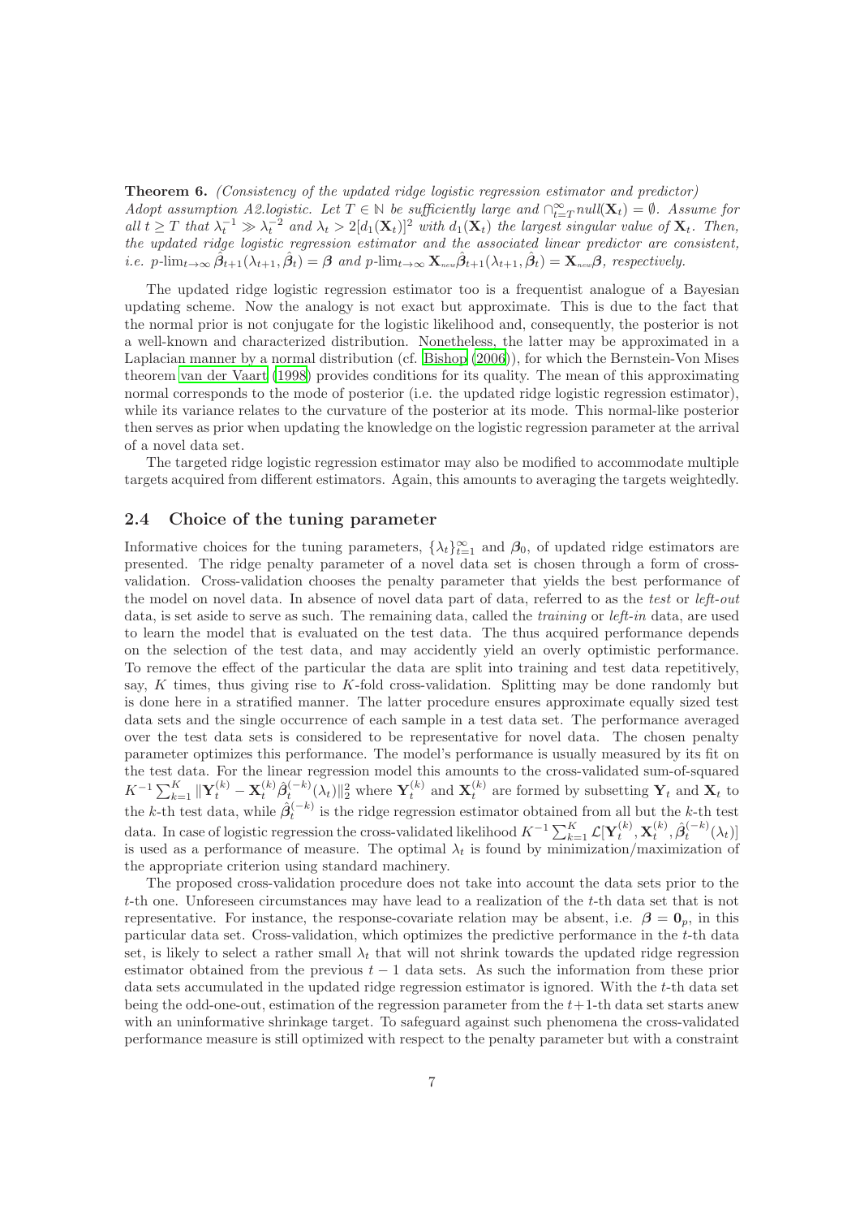**Theorem 6.** *(Consistency of the updated ridge logistic regression estimator and predictor) Adopt assumption A2.logistic. Let $T \in \mathbb{N}$ be sufficiently large and $\cap_{t=T}^{\infty} null(\mathbf{X}_t) = \emptyset$. Assume for all $t \geq T$ that $\lambda_t^{-1} \gg \lambda_t^{-2}$ and $\lambda_t > 2[d_1(\mathbf{X}_t)]^2$ with $d_1(\mathbf{X}_t)$ the largest singular value of $\mathbf{X}_t$. Then, the updated ridge logistic regression estimator and the associated linear predictor are consistent, i.e. $p\text{-}\lim_{t\to\infty} \hat{\boldsymbol{\beta}}_{t+1}(\lambda_{t+1}, \hat{\boldsymbol{\beta}}_t) = \boldsymbol{\beta}$ and $p\text{-}\lim_{t\to\infty} \mathbf{X}_{new}\hat{\boldsymbol{\beta}}_{t+1}(\lambda_{t+1}, \hat{\boldsymbol{\beta}}_t) = \mathbf{X}_{new}\boldsymbol{\beta}$, respectively.*

The updated ridge logistic regression estimator too is a frequentist analogue of a Bayesian updating scheme. Now the analogy is not exact but approximate. This is due to the fact that the normal prior is not conjugate for the logistic likelihood and, consequently, the posterior is not a well-known and characterized distribution. Nonetheless, the latter may be approximated in a Laplacian manner by a normal distribution (cf. Bishop (2006)), for which the Bernstein-Von Mises theorem van der Vaart (1998) provides conditions for its quality. The mean of this approximating normal corresponds to the mode of posterior (i.e. the updated ridge logistic regression estimator), while its variance relates to the curvature of the posterior at its mode. This normal-like posterior then serves as prior when updating the knowledge on the logistic regression parameter at the arrival of a novel data set.

The targeted ridge logistic regression estimator may also be modified to accommodate multiple targets acquired from different estimators. Again, this amounts to averaging the targets weightedly.

## 2.4 Choice of the tuning parameter

Informative choices for the tuning parameters, $\{\lambda_t\}_{t=1}^{\infty}$ and $\boldsymbol{\beta}_0$, of updated ridge estimators are presented. The ridge penalty parameter of a novel data set is chosen through a form of cross-validation. Cross-validation chooses the penalty parameter that yields the best performance of the model on novel data. In absence of novel data part of data, referred to as the *test* or *left-out* data, is set aside to serve as such. The remaining data, called the *training* or *left-in* data, are used to learn the model that is evaluated on the test data. The thus acquired performance depends on the selection of the test data, and may accidently yield an overly optimistic performance. To remove the effect of the particular the data are split into training and test data repetitively, say, $K$ times, thus giving rise to $K$-fold cross-validation. Splitting may be done randomly but is done here in a stratified manner. The latter procedure ensures approximate equally sized test data sets and the single occurrence of each sample in a test data set. The performance averaged over the test data sets is considered to be representative for novel data. The chosen penalty parameter optimizes this performance. The model's performance is usually measured by its fit on the test data. For the linear regression model this amounts to the cross-validated sum-of-squared $K^{-1}\sum_{k=1}^{K} \|\mathbf{Y}_t^{(k)} - \mathbf{X}_t^{(k)}\hat{\boldsymbol{\beta}}_t^{(-k)}(\lambda_t)\|_2^2$ where $\mathbf{Y}_t^{(k)}$ and $\mathbf{X}_t^{(k)}$ are formed by subsetting $\mathbf{Y}_t$ and $\mathbf{X}_t$ to the $k$-th test data, while $\hat{\boldsymbol{\beta}}_t^{(-k)}$ is the ridge regression estimator obtained from all but the $k$-th test data. In case of logistic regression the cross-validated likelihood $K^{-1}\sum_{k=1}^{K} \mathcal{L}[\mathbf{Y}_t^{(k)}, \mathbf{X}_t^{(k)}, \hat{\boldsymbol{\beta}}_t^{(-k)}(\lambda_t)]$ is used as a performance of measure. The optimal $\lambda_t$ is found by minimization/maximization of the appropriate criterion using standard machinery.

The proposed cross-validation procedure does not take into account the data sets prior to the $t$-th one. Unforeseen circumstances may have lead to a realization of the $t$-th data set that is not representative. For instance, the response-covariate relation may be absent, i.e. $\boldsymbol{\beta} = \mathbf{0}_p$, in this particular data set. Cross-validation, which optimizes the predictive performance in the $t$-th data set, is likely to select a rather small $\lambda_t$ that will not shrink towards the updated ridge regression estimator obtained from the previous $t-1$ data sets. As such the information from these prior data sets accumulated in the updated ridge regression estimator is ignored. With the $t$-th data set being the odd-one-out, estimation of the regression parameter from the $t+1$-th data set starts anew with an uninformative shrinkage target. To safeguard against such phenomena the cross-validated performance measure is still optimized with respect to the penalty parameter but with a constraint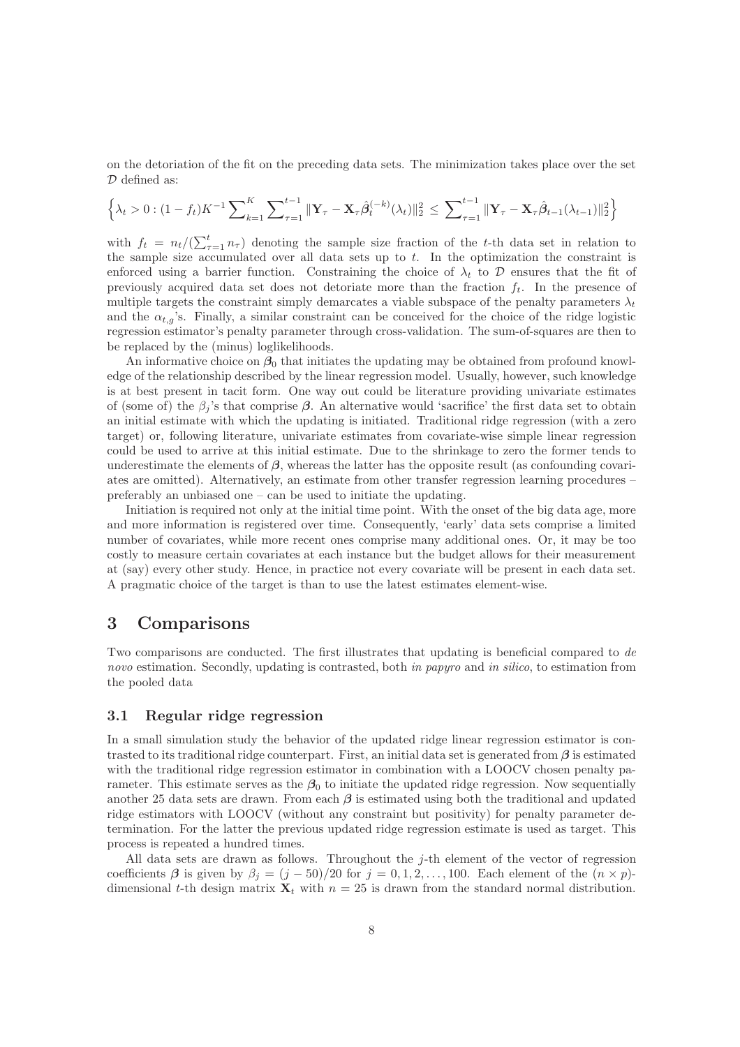on the detoriation of the fit on the preceding data sets. The minimization takes place over the set $\mathcal{D}$ defined as:

$$\Big\{\lambda_t > 0 : (1-f_t)K^{-1}\sum_{k=1}^{K}\sum_{\tau=1}^{t-1}\|\mathbf{Y}_\tau - \mathbf{X}_\tau\hat{\boldsymbol{\beta}}_t^{(-k)}(\lambda_t)\|_2^2 \leq \sum_{\tau=1}^{t-1}\|\mathbf{Y}_\tau - \mathbf{X}_\tau\hat{\boldsymbol{\beta}}_{t-1}(\lambda_{t-1})\|_2^2\Big\}$$

with $f_t = n_t/(\sum_{\tau=1}^{t} n_\tau)$ denoting the sample size fraction of the $t$-th data set in relation to the sample size accumulated over all data sets up to $t$. In the optimization the constraint is enforced using a barrier function. Constraining the choice of $\lambda_t$ to $\mathcal{D}$ ensures that the fit of previously acquired data set does not detoriate more than the fraction $f_t$. In the presence of multiple targets the constraint simply demarcates a viable subspace of the penalty parameters $\lambda_t$ and the $\alpha_{t,g}$'s. Finally, a similar constraint can be conceived for the choice of the ridge logistic regression estimator's penalty parameter through cross-validation. The sum-of-squares are then to be replaced by the (minus) loglikelihoods.

An informative choice on $\boldsymbol{\beta}_0$ that initiates the updating may be obtained from profound knowledge of the relationship described by the linear regression model. Usually, however, such knowledge is at best present in tacit form. One way out could be literature providing univariate estimates of (some of) the $\beta_j$'s that comprise $\boldsymbol{\beta}$. An alternative would 'sacrifice' the first data set to obtain an initial estimate with which the updating is initiated. Traditional ridge regression (with a zero target) or, following literature, univariate estimates from covariate-wise simple linear regression could be used to arrive at this initial estimate. Due to the shrinkage to zero the former tends to underestimate the elements of $\boldsymbol{\beta}$, whereas the latter has the opposite result (as confounding covariates are omitted). Alternatively, an estimate from other transfer regression learning procedures – preferably an unbiased one – can be used to initiate the updating.

Initiation is required not only at the initial time point. With the onset of the big data age, more and more information is registered over time. Consequently, 'early' data sets comprise a limited number of covariates, while more recent ones comprise many additional ones. Or, it may be too costly to measure certain covariates at each instance but the budget allows for their measurement at (say) every other study. Hence, in practice not every covariate will be present in each data set. A pragmatic choice of the target is than to use the latest estimates element-wise.

# 3 Comparisons

Two comparisons are conducted. The first illustrates that updating is beneficial compared to *de novo* estimation. Secondly, updating is contrasted, both *in papyro* and *in silico*, to estimation from the pooled data

## 3.1 Regular ridge regression

In a small simulation study the behavior of the updated ridge linear regression estimator is contrasted to its traditional ridge counterpart. First, an initial data set is generated from $\boldsymbol{\beta}$ is estimated with the traditional ridge regression estimator in combination with a LOOCV chosen penalty parameter. This estimate serves as the $\boldsymbol{\beta}_0$ to initiate the updated ridge regression. Now sequentially another 25 data sets are drawn. From each $\boldsymbol{\beta}$ is estimated using both the traditional and updated ridge estimators with LOOCV (without any constraint but positivity) for penalty parameter determination. For the latter the previous updated ridge regression estimate is used as target. This process is repeated a hundred times.

All data sets are drawn as follows. Throughout the $j$-th element of the vector of regression coefficients $\boldsymbol{\beta}$ is given by $\beta_j = (j-50)/20$ for $j = 0, 1, 2, \ldots, 100$. Each element of the $(n \times p)$-dimensional $t$-th design matrix $\mathbf{X}_t$ with $n = 25$ is drawn from the standard normal distribution.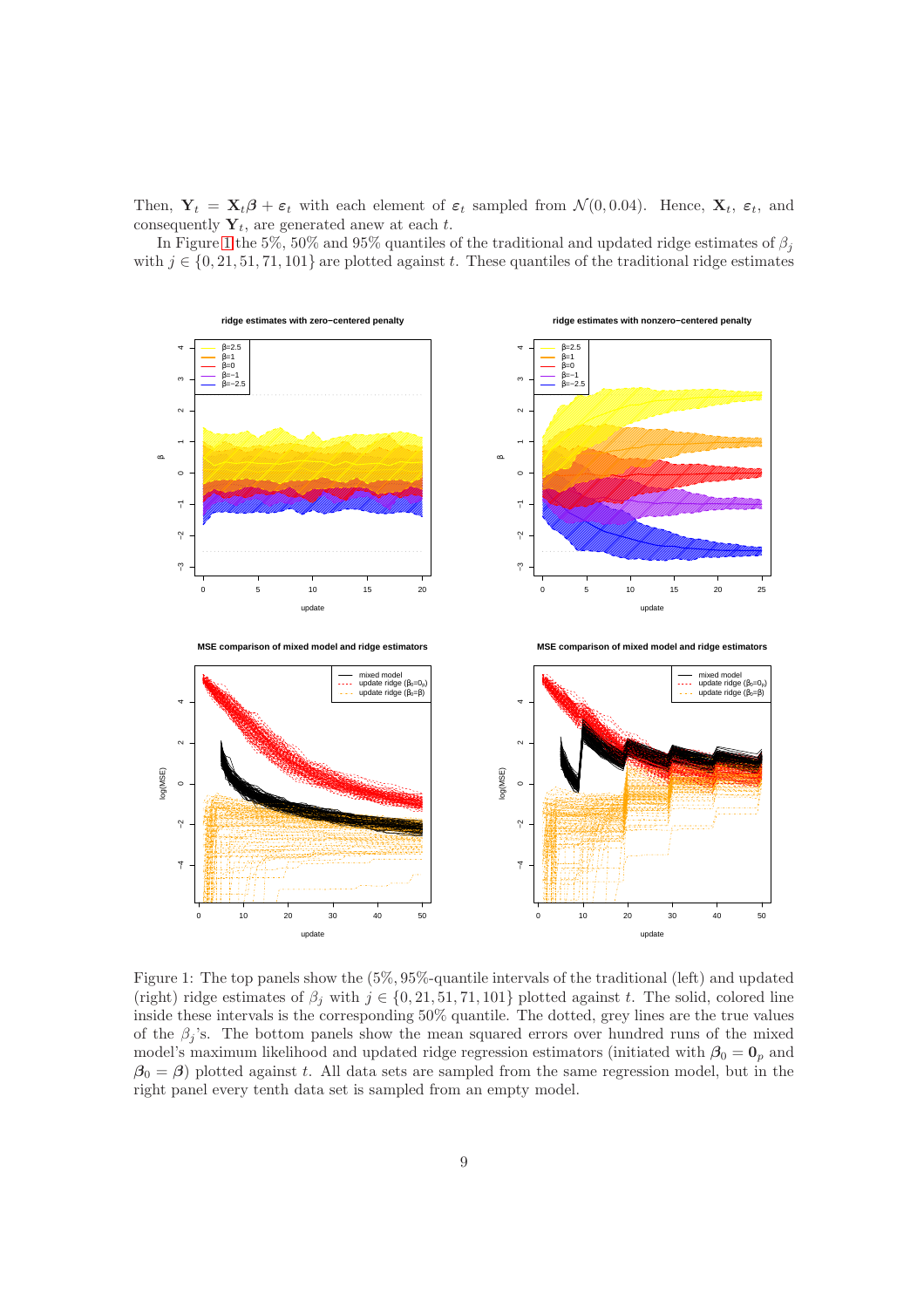Then, $\mathbf{Y}_t = \mathbf{X}_t \boldsymbol{\beta} + \boldsymbol{\varepsilon}_t$ with each element of $\boldsymbol{\varepsilon}_t$ sampled from $\mathcal{N}(0, 0.04)$. Hence, $\mathbf{X}_t$, $\boldsymbol{\varepsilon}_t$, and consequently $\mathbf{Y}_t$, are generated anew at each $t$.

In Figure 1 the 5%, 50% and 95% quantiles of the traditional and updated ridge estimates of $\beta_j$ with $j \in \{0, 21, 51, 71, 101\}$ are plotted against $t$. These quantiles of the traditional ridge estimates

Figure 1: The top panels show the (5%, 95%-quantile intervals of the traditional (left) and updated (right) ridge estimates of $\beta_j$ with $j \in \{0, 21, 51, 71, 101\}$ plotted against $t$. The solid, colored line inside these intervals is the corresponding 50% quantile. The dotted, grey lines are the true values of the $\beta_j$'s. The bottom panels show the mean squared errors over hundred runs of the mixed model's maximum likelihood and updated ridge regression estimators (initiated with $\boldsymbol{\beta}_0 = \mathbf{0}_p$ and $\boldsymbol{\beta}_0 = \boldsymbol{\beta}$) plotted against $t$. All data sets are sampled from the same regression model, but in the right panel every tenth data set is sampled from an empty model.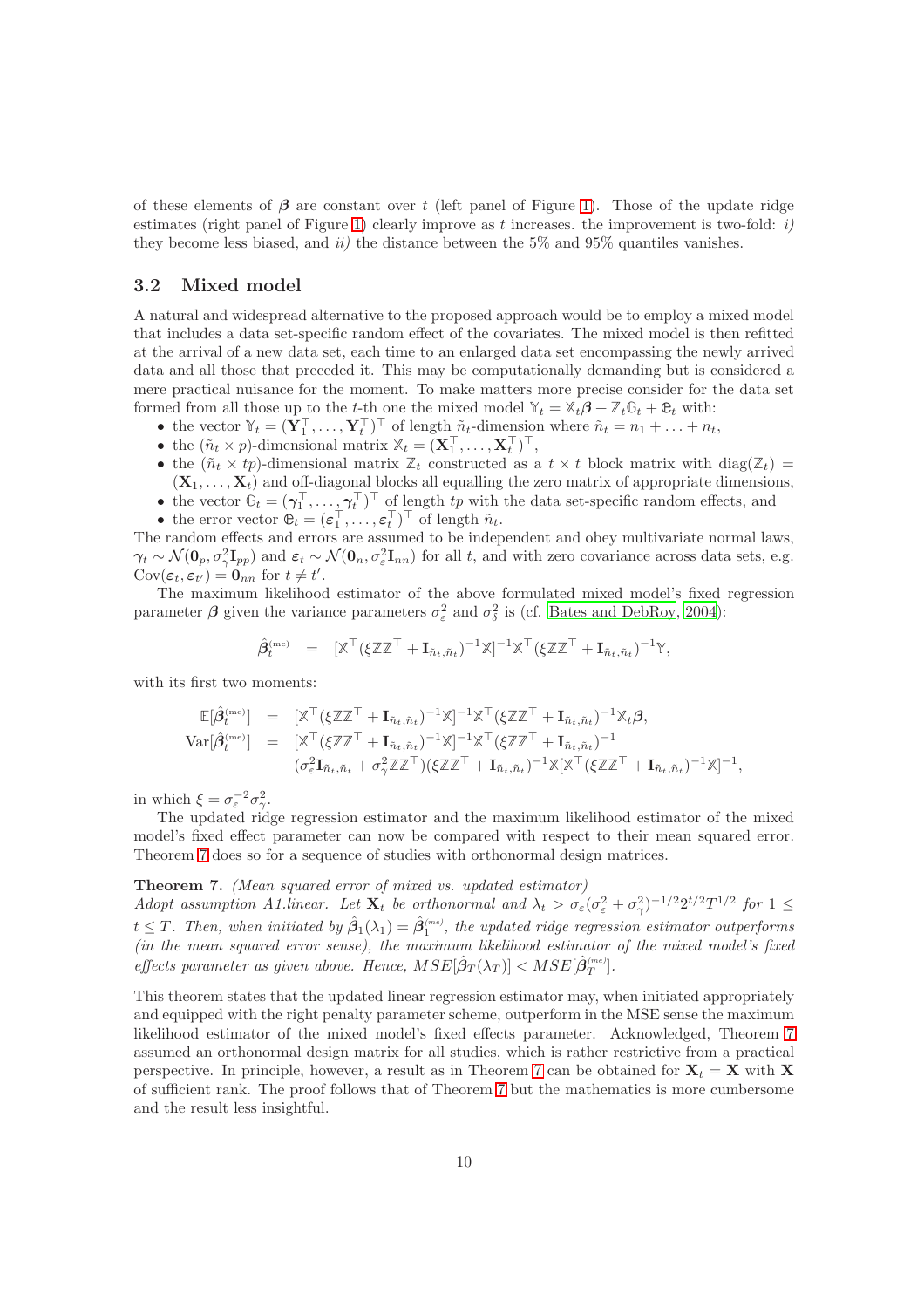of these elements of $\boldsymbol{\beta}$ are constant over $t$ (left panel of Figure 1). Those of the update ridge estimates (right panel of Figure 1) clearly improve as $t$ increases. the improvement is two-fold: *i)* they become less biased, and *ii)* the distance between the 5% and 95% quantiles vanishes.

## 3.2 Mixed model

A natural and widespread alternative to the proposed approach would be to employ a mixed model that includes a data set-specific random effect of the covariates. The mixed model is then refitted at the arrival of a new data set, each time to an enlarged data set encompassing the newly arrived data and all those that preceded it. This may be computationally demanding but is considered a mere practical nuisance for the moment. To make matters more precise consider for the data set formed from all those up to the $t$-th one the mixed model $\mathbb{Y}_t = \mathbb{X}_t\boldsymbol{\beta} + \mathbb{Z}_t\mathbb{G}_t + \mathbb{E}_t$ with:

- the vector $\mathbb{Y}_t = (\mathbf{Y}_1^\top, \ldots, \mathbf{Y}_t^\top)^\top$ of length $\tilde{n}_t$-dimension where $\tilde{n}_t = n_1 + \ldots + n_t$,
- the $(\tilde{n}_t \times p)$-dimensional matrix $\mathbb{X}_t = (\mathbf{X}_1^\top, \ldots, \mathbf{X}_t^\top)^\top$,
- the $(\tilde{n}_t \times tp)$-dimensional matrix $\mathbb{Z}_t$ constructed as a $t \times t$ block matrix with $\mathrm{diag}(\mathbb{Z}_t) = (\mathbf{X}_1, \ldots, \mathbf{X}_t)$ and off-diagonal blocks all equalling the zero matrix of appropriate dimensions,
- the vector $\mathbb{G}_t = (\boldsymbol{\gamma}_1^\top, \ldots, \boldsymbol{\gamma}_t^\top)^\top$ of length $tp$ with the data set-specific random effects, and
- the error vector $\mathbb{E}_t = (\boldsymbol{\varepsilon}_1^\top, \ldots, \boldsymbol{\varepsilon}_t^\top)^\top$ of length $\tilde{n}_t$.

The random effects and errors are assumed to be independent and obey multivariate normal laws, $\boldsymbol{\gamma}_t \sim \mathcal{N}(\mathbf{0}_p, \sigma_\gamma^2\mathbf{I}_{pp})$ and $\boldsymbol{\varepsilon}_t \sim \mathcal{N}(\mathbf{0}_n, \sigma_\varepsilon^2\mathbf{I}_{nn})$ for all $t$, and with zero covariance across data sets, e.g. $\mathrm{Cov}(\boldsymbol{\varepsilon}_t, \boldsymbol{\varepsilon}_{t'}) = \mathbf{0}_{nn}$ for $t \neq t'$.

The maximum likelihood estimator of the above formulated mixed model's fixed regression parameter $\boldsymbol{\beta}$ given the variance parameters $\sigma_\varepsilon^2$ and $\sigma_\delta^2$ is (cf. Bates and DebRoy, 2004):

$$
\hat{\boldsymbol{\beta}}_t^{(\mathrm{me})} \quad = \quad [\mathbb{X}^\top(\xi\mathbb{Z}\mathbb{Z}^\top + \mathbf{I}_{\tilde{n}_t,\tilde{n}_t})^{-1}\mathbb{X}]^{-1}\mathbb{X}^\top(\xi\mathbb{Z}\mathbb{Z}^\top + \mathbf{I}_{\tilde{n}_t,\tilde{n}_t})^{-1}\mathbb{Y},
$$

with its first two moments:

$$
\begin{aligned}
\mathbb{E}[\hat{\boldsymbol{\beta}}_t^{(\mathrm{me})}] &= [\mathbb{X}^\top(\xi\mathbb{Z}\mathbb{Z}^\top + \mathbf{I}_{\tilde{n}_t,\tilde{n}_t})^{-1}\mathbb{X}]^{-1}\mathbb{X}^\top(\xi\mathbb{Z}\mathbb{Z}^\top + \mathbf{I}_{\tilde{n}_t,\tilde{n}_t})^{-1}\mathbb{X}_t\boldsymbol{\beta}, \\
\mathrm{Var}[\hat{\boldsymbol{\beta}}_t^{(\mathrm{me})}] &= [\mathbb{X}^\top(\xi\mathbb{Z}\mathbb{Z}^\top + \mathbf{I}_{\tilde{n}_t,\tilde{n}_t})^{-1}\mathbb{X}]^{-1}\mathbb{X}^\top(\xi\mathbb{Z}\mathbb{Z}^\top + \mathbf{I}_{\tilde{n}_t,\tilde{n}_t})^{-1} \\
&\quad (\sigma_\varepsilon^2\mathbf{I}_{\tilde{n}_t,\tilde{n}_t} + \sigma_\gamma^2\mathbb{Z}\mathbb{Z}^\top)(\xi\mathbb{Z}\mathbb{Z}^\top + \mathbf{I}_{\tilde{n}_t,\tilde{n}_t})^{-1}\mathbb{X}[\mathbb{X}^\top(\xi\mathbb{Z}\mathbb{Z}^\top + \mathbf{I}_{\tilde{n}_t,\tilde{n}_t})^{-1}\mathbb{X}]^{-1},
\end{aligned}
$$

in which $\xi = \sigma_\varepsilon^{-2}\sigma_\gamma^2$.

The updated ridge regression estimator and the maximum likelihood estimator of the mixed model's fixed effect parameter can now be compared with respect to their mean squared error. Theorem 7 does so for a sequence of studies with orthonormal design matrices.

**Theorem 7.** *(Mean squared error of mixed vs. updated estimator)*
*Adopt assumption A1.linear. Let $\mathbf{X}_t$ be orthonormal and $\lambda_t > \sigma_\varepsilon(\sigma_\varepsilon^2 + \sigma_\gamma^2)^{-1/2}2^{t/2}T^{1/2}$ for $1 \leq t \leq T$. Then, when initiated by $\hat{\boldsymbol{\beta}}_1(\lambda_1) = \hat{\boldsymbol{\beta}}_1^{(me)}$, the updated ridge regression estimator outperforms (in the mean squared error sense), the maximum likelihood estimator of the mixed model's fixed effects parameter as given above. Hence, $MSE[\hat{\boldsymbol{\beta}}_T(\lambda_T)] < MSE[\hat{\boldsymbol{\beta}}_T^{(me)}]$.*

This theorem states that the updated linear regression estimator may, when initiated appropriately and equipped with the right penalty parameter scheme, outperform in the MSE sense the maximum likelihood estimator of the mixed model's fixed effects parameter. Acknowledged, Theorem 7 assumed an orthonormal design matrix for all studies, which is rather restrictive from a practical perspective. In principle, however, a result as in Theorem 7 can be obtained for $\mathbf{X}_t = \mathbf{X}$ with $\mathbf{X}$ of sufficient rank. The proof follows that of Theorem 7 but the mathematics is more cumbersome and the result less insightful.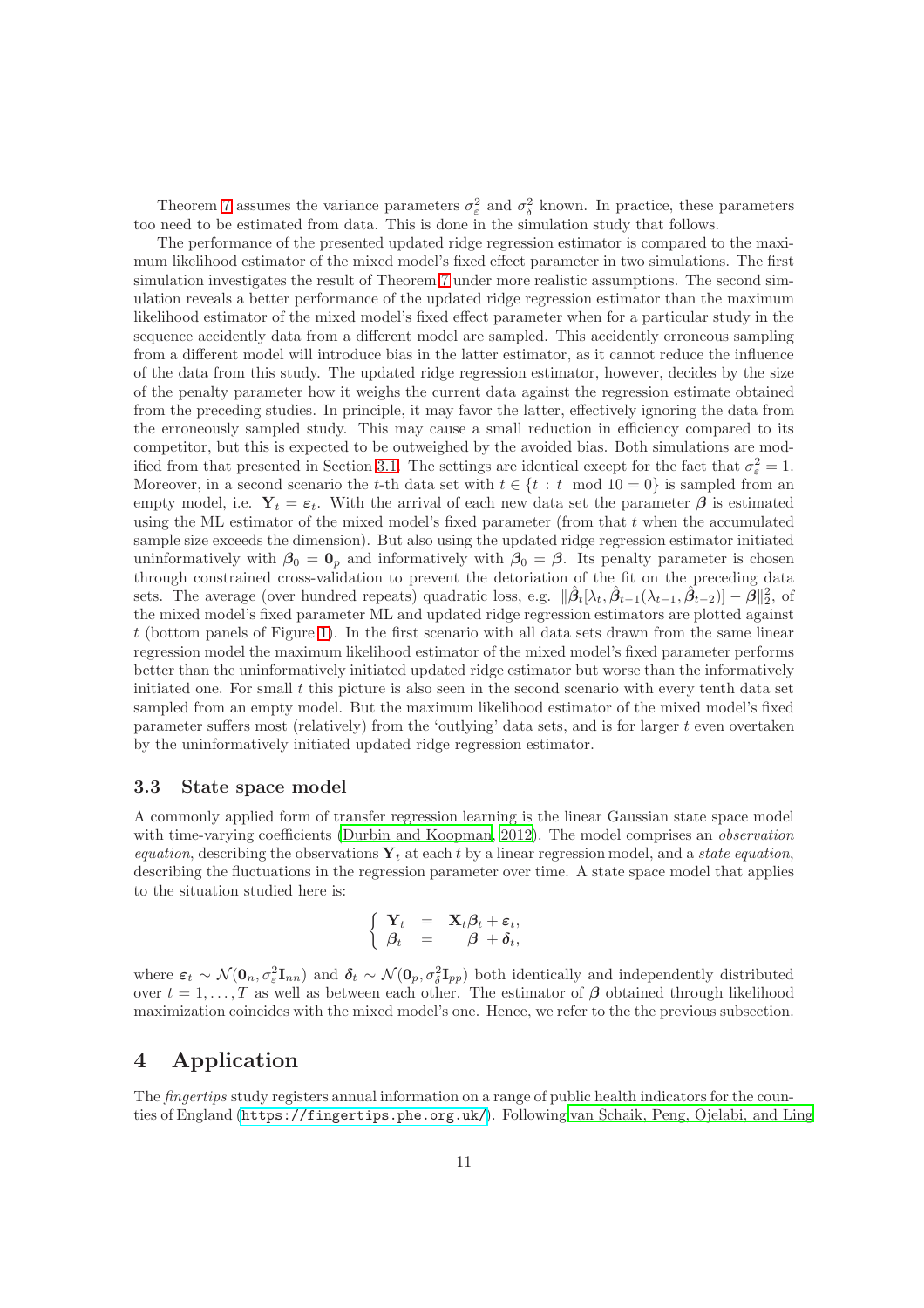Theorem 7 assumes the variance parameters $\sigma_\varepsilon^2$ and $\sigma_\delta^2$ known. In practice, these parameters too need to be estimated from data. This is done in the simulation study that follows.

The performance of the presented updated ridge regression estimator is compared to the maximum likelihood estimator of the mixed model's fixed effect parameter in two simulations. The first simulation investigates the result of Theorem 7 under more realistic assumptions. The second simulation reveals a better performance of the updated ridge regression estimator than the maximum likelihood estimator of the mixed model's fixed effect parameter when for a particular study in the sequence accidently data from a different model are sampled. This accidently erroneous sampling from a different model will introduce bias in the latter estimator, as it cannot reduce the influence of the data from this study. The updated ridge regression estimator, however, decides by the size of the penalty parameter how it weighs the current data against the regression estimate obtained from the preceding studies. In principle, it may favor the latter, effectively ignoring the data from the erroneously sampled study. This may cause a small reduction in efficiency compared to its competitor, but this is expected to be outweighed by the avoided bias. Both simulations are modified from that presented in Section 3.1. The settings are identical except for the fact that $\sigma_\varepsilon^2 = 1$. Moreover, in a second scenario the $t$-th data set with $t \in \{t : t \mod 10 = 0\}$ is sampled from an empty model, i.e. $\mathbf{Y}_t = \boldsymbol{\varepsilon}_t$. With the arrival of each new data set the parameter $\boldsymbol{\beta}$ is estimated using the ML estimator of the mixed model's fixed parameter (from that $t$ when the accumulated sample size exceeds the dimension). But also using the updated ridge regression estimator initiated uninformatively with $\boldsymbol{\beta}_0 = \mathbf{0}_p$ and informatively with $\boldsymbol{\beta}_0 = \boldsymbol{\beta}$. Its penalty parameter is chosen through constrained cross-validation to prevent the detoriation of the fit on the preceding data sets. The average (over hundred repeats) quadratic loss, e.g. $\|\hat{\boldsymbol{\beta}}_t[\lambda_t, \hat{\boldsymbol{\beta}}_{t-1}(\lambda_{t-1}, \hat{\boldsymbol{\beta}}_{t-2})] - \boldsymbol{\beta}\|_2^2$, of the mixed model's fixed parameter ML and updated ridge regression estimators are plotted against $t$ (bottom panels of Figure 1). In the first scenario with all data sets drawn from the same linear regression model the maximum likelihood estimator of the mixed model's fixed parameter performs better than the uninformatively initiated updated ridge estimator but worse than the informatively initiated one. For small $t$ this picture is also seen in the second scenario with every tenth data set sampled from an empty model. But the maximum likelihood estimator of the mixed model's fixed parameter suffers most (relatively) from the 'outlying' data sets, and is for larger $t$ even overtaken by the uninformatively initiated updated ridge regression estimator.

### 3.3 State space model

A commonly applied form of transfer regression learning is the linear Gaussian state space model with time-varying coefficients (Durbin and Koopman, 2012). The model comprises an *observation equation*, describing the observations $\mathbf{Y}_t$ at each $t$ by a linear regression model, and a *state equation*, describing the fluctuations in the regression parameter over time. A state space model that applies to the situation studied here is:

$$\left\{ \begin{array}{rcl} \mathbf{Y}_t & = & \mathbf{X}_t \boldsymbol{\beta}_t + \boldsymbol{\varepsilon}_t, \\ \boldsymbol{\beta}_t & = & \boldsymbol{\beta} + \boldsymbol{\delta}_t, \end{array} \right.$$

where $\boldsymbol{\varepsilon}_t \sim \mathcal{N}(\mathbf{0}_n, \sigma_\varepsilon^2 \mathbf{I}_{nn})$ and $\boldsymbol{\delta}_t \sim \mathcal{N}(\mathbf{0}_p, \sigma_\delta^2 \mathbf{I}_{pp})$ both identically and independently distributed over $t = 1, \ldots, T$ as well as between each other. The estimator of $\boldsymbol{\beta}$ obtained through likelihood maximization coincides with the mixed model's one. Hence, we refer to the the previous subsection.

## 4 Application

The *fingertips* study registers annual information on a range of public health indicators for the counties of England (https://fingertips.phe.org.uk/). Following van Schaik, Peng, Ojelabi, and Ling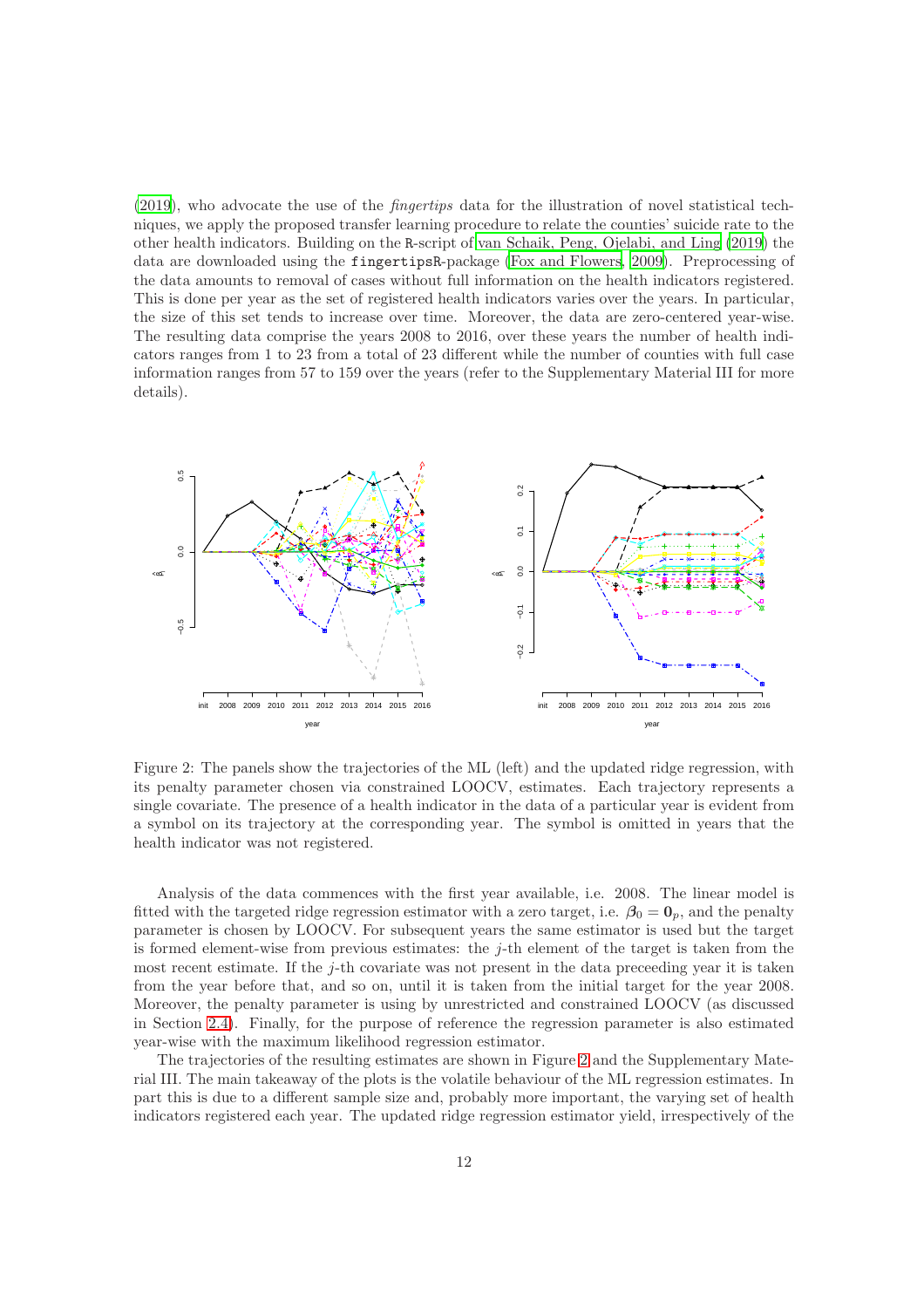(2019), who advocate the use of the *fingertips* data for the illustration of novel statistical techniques, we apply the proposed transfer learning procedure to relate the counties' suicide rate to the other health indicators. Building on the R-script of van Schaik, Peng, Ojelabi, and Ling (2019) the data are downloaded using the fingertipsR-package (Fox and Flowers, 2009). Preprocessing of the data amounts to removal of cases without full information on the health indicators registered. This is done per year as the set of registered health indicators varies over the years. In particular, the size of this set tends to increase over time. Moreover, the data are zero-centered year-wise. The resulting data comprise the years 2008 to 2016, over these years the number of health indicators ranges from 1 to 23 from a total of 23 different while the number of counties with full case information ranges from 57 to 159 over the years (refer to the Supplementary Material III for more details).

Figure 2: The panels show the trajectories of the ML (left) and the updated ridge regression, with its penalty parameter chosen via constrained LOOCV, estimates. Each trajectory represents a single covariate. The presence of a health indicator in the data of a particular year is evident from a symbol on its trajectory at the corresponding year. The symbol is omitted in years that the health indicator was not registered.

Analysis of the data commences with the first year available, i.e. 2008. The linear model is fitted with the targeted ridge regression estimator with a zero target, i.e. $\boldsymbol{\beta}_0 = \mathbf{0}_p$, and the penalty parameter is chosen by LOOCV. For subsequent years the same estimator is used but the target is formed element-wise from previous estimates: the $j$-th element of the target is taken from the most recent estimate. If the $j$-th covariate was not present in the data preceeding year it is taken from the year before that, and so on, until it is taken from the initial target for the year 2008. Moreover, the penalty parameter is using by unrestricted and constrained LOOCV (as discussed in Section 2.4). Finally, for the purpose of reference the regression parameter is also estimated year-wise with the maximum likelihood regression estimator.

The trajectories of the resulting estimates are shown in Figure 2 and the Supplementary Material III. The main takeaway of the plots is the volatile behaviour of the ML regression estimates. In part this is due to a different sample size and, probably more important, the varying set of health indicators registered each year. The updated ridge regression estimator yield, irrespectively of the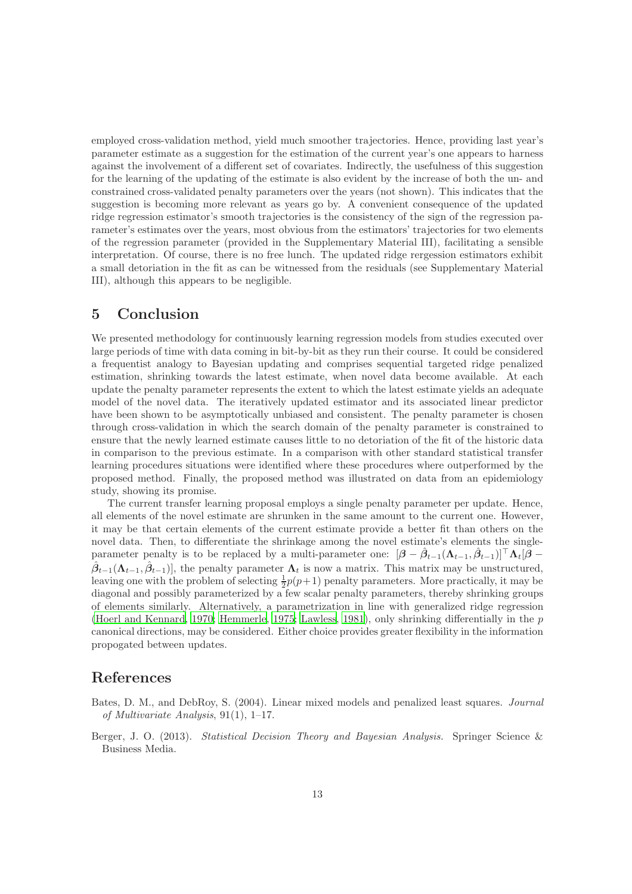employed cross-validation method, yield much smoother trajectories. Hence, providing last year's parameter estimate as a suggestion for the estimation of the current year's one appears to harness against the involvement of a different set of covariates. Indirectly, the usefulness of this suggestion for the learning of the updating of the estimate is also evident by the increase of both the un- and constrained cross-validated penalty parameters over the years (not shown). This indicates that the suggestion is becoming more relevant as years go by. A convenient consequence of the updated ridge regression estimator's smooth trajectories is the consistency of the sign of the regression parameter's estimates over the years, most obvious from the estimators' trajectories for two elements of the regression parameter (provided in the Supplementary Material III), facilitating a sensible interpretation. Of course, there is no free lunch. The updated ridge rergession estimators exhibit a small detoriation in the fit as can be witnessed from the residuals (see Supplementary Material III), although this appears to be negligible.

## 5 Conclusion

We presented methodology for continuously learning regression models from studies executed over large periods of time with data coming in bit-by-bit as they run their course. It could be considered a frequentist analogy to Bayesian updating and comprises sequential targeted ridge penalized estimation, shrinking towards the latest estimate, when novel data become available. At each update the penalty parameter represents the extent to which the latest estimate yields an adequate model of the novel data. The iteratively updated estimator and its associated linear predictor have been shown to be asymptotically unbiased and consistent. The penalty parameter is chosen through cross-validation in which the search domain of the penalty parameter is constrained to ensure that the newly learned estimate causes little to no detoriation of the fit of the historic data in comparison to the previous estimate. In a comparison with other standard statistical transfer learning procedures situations were identified where these procedures where outperformed by the proposed method. Finally, the proposed method was illustrated on data from an epidemiology study, showing its promise.

The current transfer learning proposal employs a single penalty parameter per update. Hence, all elements of the novel estimate are shrunken in the same amount to the current one. However, it may be that certain elements of the current estimate provide a better fit than others on the novel data. Then, to differentiate the shrinkage among the novel estimate's elements the single-parameter penalty is to be replaced by a multi-parameter one: $[\boldsymbol{\beta} - \hat{\boldsymbol{\beta}}_{t-1}(\boldsymbol{\Lambda}_{t-1}, \hat{\boldsymbol{\beta}}_{t-1})]^\top \boldsymbol{\Lambda}_t [\boldsymbol{\beta} - \hat{\boldsymbol{\beta}}_{t-1}(\boldsymbol{\Lambda}_{t-1}, \hat{\boldsymbol{\beta}}_{t-1})]$, the penalty parameter $\boldsymbol{\Lambda}_t$ is now a matrix. This matrix may be unstructured, leaving one with the problem of selecting $\frac{1}{2}p(p+1)$ penalty parameters. More practically, it may be diagonal and possibly parameterized by a few scalar penalty parameters, thereby shrinking groups of elements similarly. Alternatively, a parametrization in line with generalized ridge regression (Hoerl and Kennard, 1970; Hemmerle, 1975; Lawless, 1981), only shrinking differentially in the $p$ canonical directions, may be considered. Either choice provides greater flexibility in the information propogated between updates.

## References

Bates, D. M., and DebRoy, S. (2004). Linear mixed models and penalized least squares. *Journal of Multivariate Analysis*, 91(1), 1–17.

Berger, J. O. (2013). *Statistical Decision Theory and Bayesian Analysis.* Springer Science & Business Media.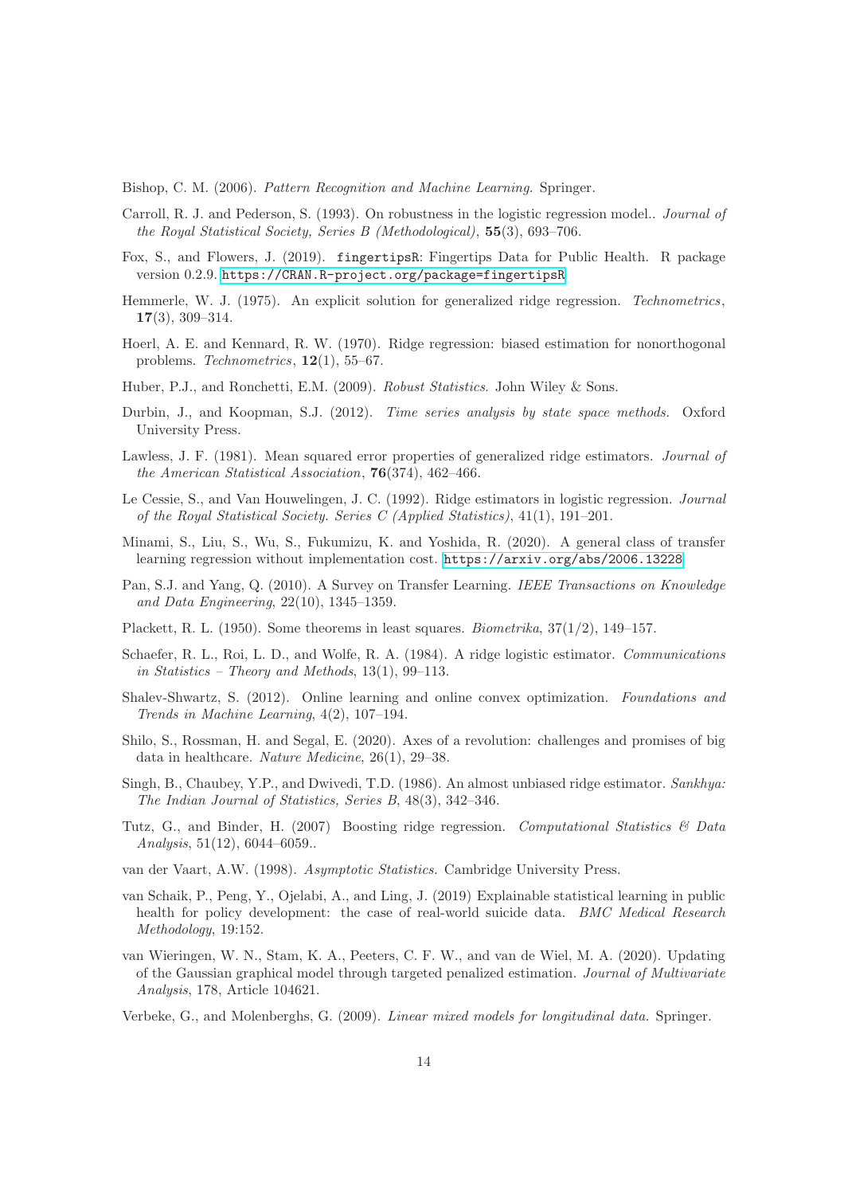Bishop, C. M. (2006). *Pattern Recognition and Machine Learning.* Springer.

Carroll, R. J. and Pederson, S. (1993). On robustness in the logistic regression model.. *Journal of the Royal Statistical Society, Series B (Methodological)*, **55**(3), 693–706.

Fox, S., and Flowers, J. (2019). `fingertipsR`: Fingertips Data for Public Health. R package version 0.2.9. https://CRAN.R-project.org/package=fingertipsR

Hemmerle, W. J. (1975). An explicit solution for generalized ridge regression. *Technometrics*, **17**(3), 309–314.

Hoerl, A. E. and Kennard, R. W. (1970). Ridge regression: biased estimation for nonorthogonal problems. *Technometrics*, **12**(1), 55–67.

Huber, P.J., and Ronchetti, E.M. (2009). *Robust Statistics*. John Wiley & Sons.

Durbin, J., and Koopman, S.J. (2012). *Time series analysis by state space methods.* Oxford University Press.

Lawless, J. F. (1981). Mean squared error properties of generalized ridge estimators. *Journal of the American Statistical Association*, **76**(374), 462–466.

Le Cessie, S., and Van Houwelingen, J. C. (1992). Ridge estimators in logistic regression. *Journal of the Royal Statistical Society. Series C (Applied Statistics)*, 41(1), 191–201.

Minami, S., Liu, S., Wu, S., Fukumizu, K. and Yoshida, R. (2020). A general class of transfer learning regression without implementation cost. https://arxiv.org/abs/2006.13228

Pan, S.J. and Yang, Q. (2010). A Survey on Transfer Learning. *IEEE Transactions on Knowledge and Data Engineering*, 22(10), 1345–1359.

Plackett, R. L. (1950). Some theorems in least squares. *Biometrika*, 37(1/2), 149–157.

Schaefer, R. L., Roi, L. D., and Wolfe, R. A. (1984). A ridge logistic estimator. *Communications in Statistics – Theory and Methods*, 13(1), 99–113.

Shalev-Shwartz, S. (2012). Online learning and online convex optimization. *Foundations and Trends in Machine Learning*, 4(2), 107–194.

Shilo, S., Rossman, H. and Segal, E. (2020). Axes of a revolution: challenges and promises of big data in healthcare. *Nature Medicine*, 26(1), 29–38.

Singh, B., Chaubey, Y.P., and Dwivedi, T.D. (1986). An almost unbiased ridge estimator. *Sankhya: The Indian Journal of Statistics, Series B*, 48(3), 342–346.

Tutz, G., and Binder, H. (2007) Boosting ridge regression. *Computational Statistics & Data Analysis*, 51(12), 6044–6059..

van der Vaart, A.W. (1998). *Asymptotic Statistics.* Cambridge University Press.

van Schaik, P., Peng, Y., Ojelabi, A., and Ling, J. (2019) Explainable statistical learning in public health for policy development: the case of real-world suicide data. *BMC Medical Research Methodology*, 19:152.

van Wieringen, W. N., Stam, K. A., Peeters, C. F. W., and van de Wiel, M. A. (2020). Updating of the Gaussian graphical model through targeted penalized estimation. *Journal of Multivariate Analysis*, 178, Article 104621.

Verbeke, G., and Molenberghs, G. (2009). *Linear mixed models for longitudinal data.* Springer.